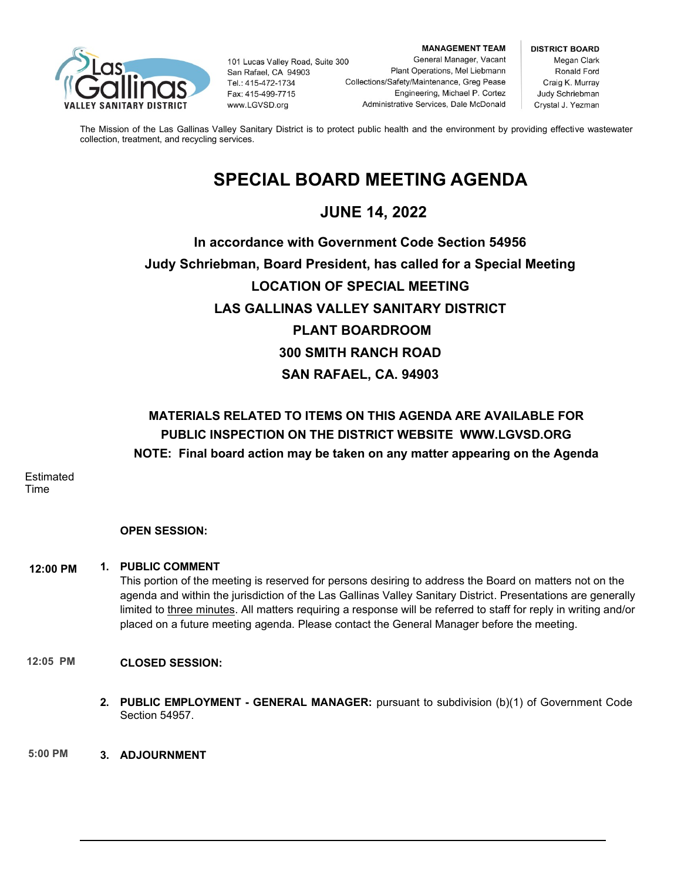Las Gallinas VALLEY SANITARY DISTRICT

101 Lucas Valley Road, Suite 300
San Rafael, CA 94903
Tel.: 415-472-1734
Fax: 415-499-7715
www.LGVSD.org

**MANAGEMENT TEAM**
General Manager, Vacant
Plant Operations, Mel Liebmann
Collections/Safety/Maintenance, Greg Pease
Engineering, Michael P. Cortez
Administrative Services, Dale McDonald

**DISTRICT BOARD**
Megan Clark
Ronald Ford
Craig K. Murray
Judy Schriebman
Crystal J. Yezman

The Mission of the Las Gallinas Valley Sanitary District is to protect public health and the environment by providing effective wastewater collection, treatment, and recycling services.

# SPECIAL BOARD MEETING AGENDA

## JUNE 14, 2022

**In accordance with Government Code Section 54956**
**Judy Schriebman, Board President, has called for a Special Meeting**
**LOCATION OF SPECIAL MEETING**
**LAS GALLINAS VALLEY SANITARY DISTRICT**
**PLANT BOARDROOM**
**300 SMITH RANCH ROAD**
**SAN RAFAEL, CA. 94903**

**MATERIALS RELATED TO ITEMS ON THIS AGENDA ARE AVAILABLE FOR PUBLIC INSPECTION ON THE DISTRICT WEBSITE WWW.LGVSD.ORG**
**NOTE: Final board action may be taken on any matter appearing on the Agenda**

Estimated Time

**OPEN SESSION:**

**12:00 PM** 1. **PUBLIC COMMENT**
This portion of the meeting is reserved for persons desiring to address the Board on matters not on the agenda and within the jurisdiction of the Las Gallinas Valley Sanitary District. Presentations are generally limited to three minutes. All matters requiring a response will be referred to staff for reply in writing and/or placed on a future meeting agenda. Please contact the General Manager before the meeting.

**12:05 PM** **CLOSED SESSION:**

2. **PUBLIC EMPLOYMENT - GENERAL MANAGER:** pursuant to subdivision (b)(1) of Government Code Section 54957.

**5:00 PM** 3. **ADJOURNMENT**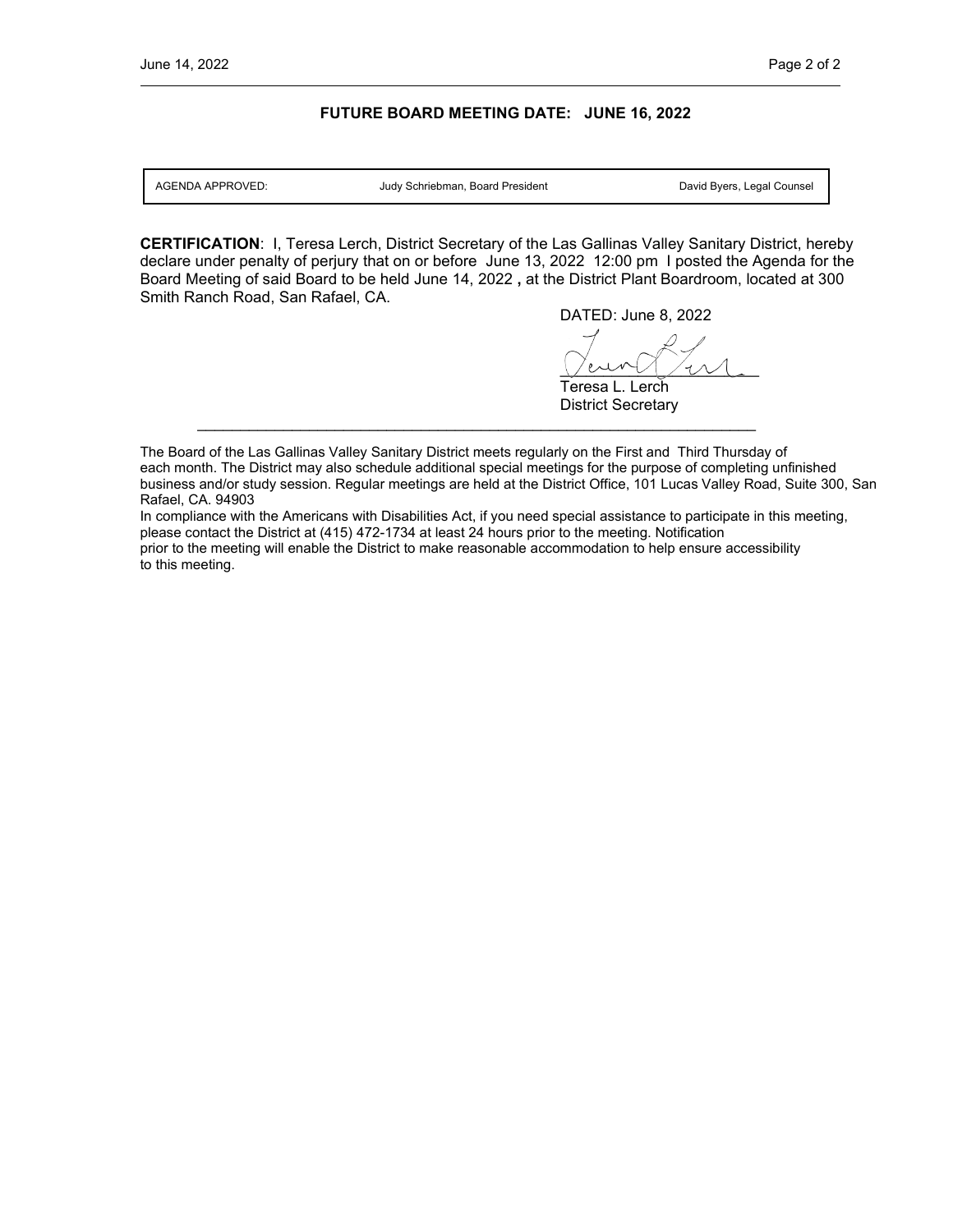**FUTURE BOARD MEETING DATE: JUNE 16, 2022**

| AGENDA APPROVED: | Judy Schriebman, Board President | David Byers, Legal Counsel |
|---|---|---|

**CERTIFICATION**: I, Teresa Lerch, District Secretary of the Las Gallinas Valley Sanitary District, hereby declare under penalty of perjury that on or before June 13, 2022 12:00 pm I posted the Agenda for the Board Meeting of said Board to be held June 14, 2022 **,** at the District Plant Boardroom, located at 300 Smith Ranch Road, San Rafael, CA.

DATED: June 8, 2022

Teresa L. Lerch
District Secretary

---

The Board of the Las Gallinas Valley Sanitary District meets regularly on the First and Third Thursday of each month. The District may also schedule additional special meetings for the purpose of completing unfinished business and/or study session. Regular meetings are held at the District Office, 101 Lucas Valley Road, Suite 300, San Rafael, CA. 94903

In compliance with the Americans with Disabilities Act, if you need special assistance to participate in this meeting, please contact the District at (415) 472-1734 at least 24 hours prior to the meeting. Notification prior to the meeting will enable the District to make reasonable accommodation to help ensure accessibility to this meeting.